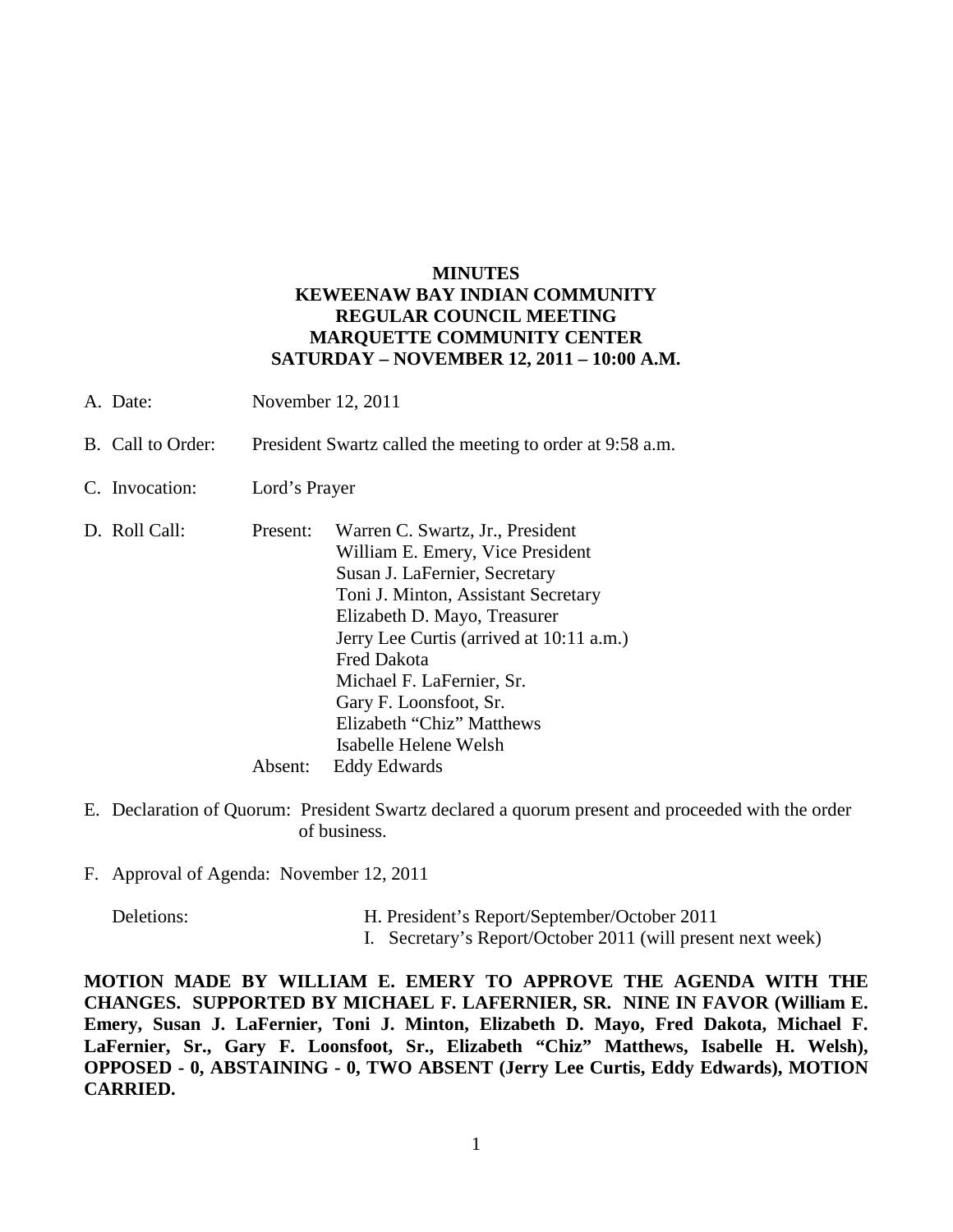**MINUTES**
**KEWEENAW BAY INDIAN COMMUNITY**
**REGULAR COUNCIL MEETING**
**MARQUETTE COMMUNITY CENTER**
**SATURDAY – NOVEMBER 12, 2011 – 10:00 A.M.**

A. Date: November 12, 2011

B. Call to Order: President Swartz called the meeting to order at 9:58 a.m.

C. Invocation: Lord's Prayer

D. Roll Call:
   Present:
   Warren C. Swartz, Jr., President
   William E. Emery, Vice President
   Susan J. LaFernier, Secretary
   Toni J. Minton, Assistant Secretary
   Elizabeth D. Mayo, Treasurer
   Jerry Lee Curtis (arrived at 10:11 a.m.)
   Fred Dakota
   Michael F. LaFernier, Sr.
   Gary F. Loonsfoot, Sr.
   Elizabeth "Chiz" Matthews
   Isabelle Helene Welsh
   Absent: Eddy Edwards

E. Declaration of Quorum: President Swartz declared a quorum present and proceeded with the order of business.

F. Approval of Agenda: November 12, 2011

   Deletions:
   H. President's Report/September/October 2011
   I. Secretary's Report/October 2011 (will present next week)

**MOTION MADE BY WILLIAM E. EMERY TO APPROVE THE AGENDA WITH THE CHANGES. SUPPORTED BY MICHAEL F. LAFERNIER, SR. NINE IN FAVOR (William E. Emery, Susan J. LaFernier, Toni J. Minton, Elizabeth D. Mayo, Fred Dakota, Michael F. LaFernier, Sr., Gary F. Loonsfoot, Sr., Elizabeth "Chiz" Matthews, Isabelle H. Welsh), OPPOSED - 0, ABSTAINING - 0, TWO ABSENT (Jerry Lee Curtis, Eddy Edwards), MOTION CARRIED.**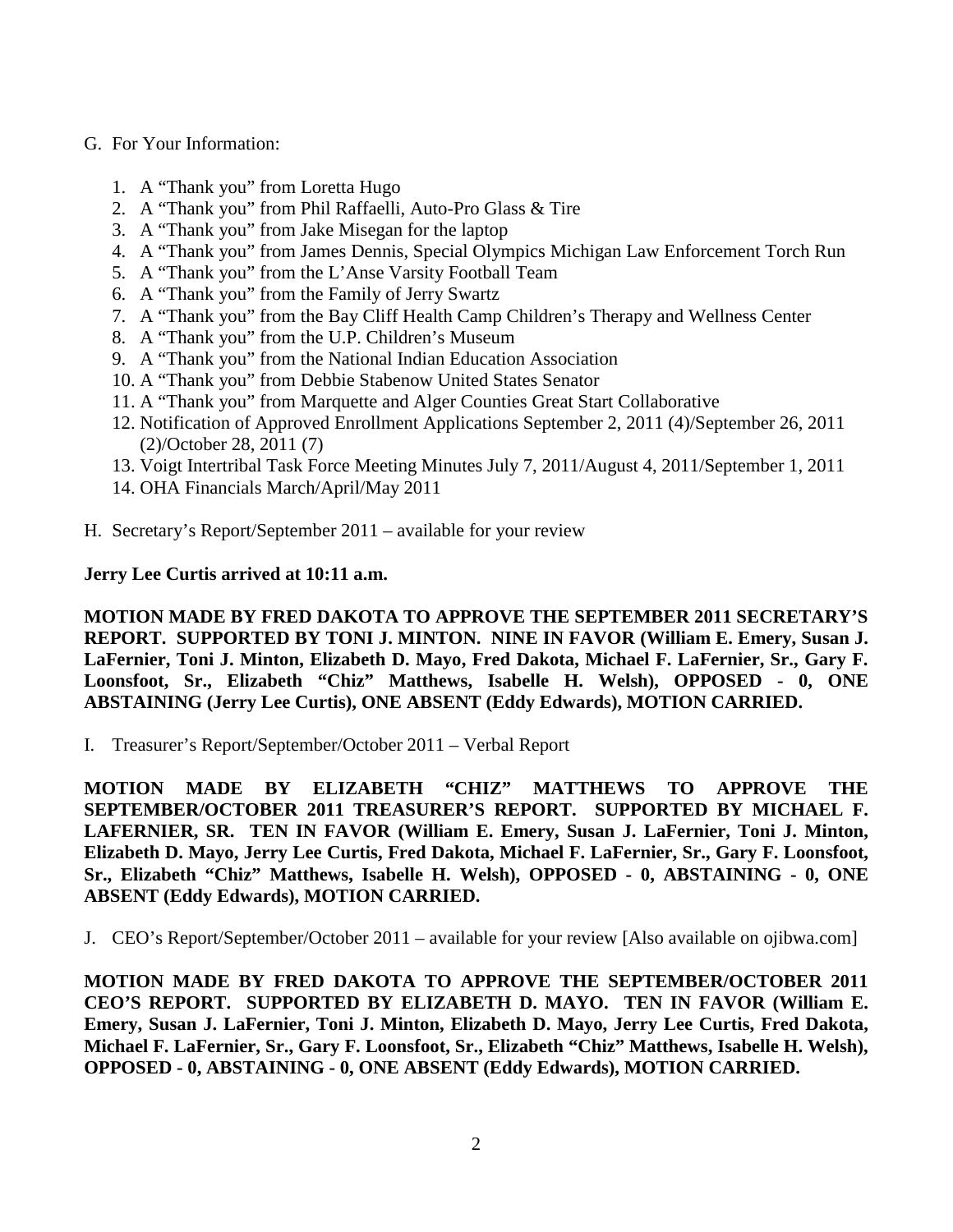G. For Your Information:

1. A "Thank you" from Loretta Hugo
2. A "Thank you" from Phil Raffaelli, Auto-Pro Glass & Tire
3. A "Thank you" from Jake Misegan for the laptop
4. A "Thank you" from James Dennis, Special Olympics Michigan Law Enforcement Torch Run
5. A "Thank you" from the L'Anse Varsity Football Team
6. A "Thank you" from the Family of Jerry Swartz
7. A "Thank you" from the Bay Cliff Health Camp Children's Therapy and Wellness Center
8. A "Thank you" from the U.P. Children's Museum
9. A "Thank you" from the National Indian Education Association
10. A "Thank you" from Debbie Stabenow United States Senator
11. A "Thank you" from Marquette and Alger Counties Great Start Collaborative
12. Notification of Approved Enrollment Applications September 2, 2011 (4)/September 26, 2011 (2)/October 28, 2011 (7)
13. Voigt Intertribal Task Force Meeting Minutes July 7, 2011/August 4, 2011/September 1, 2011
14. OHA Financials March/April/May 2011

H. Secretary's Report/September 2011 – available for your review

**Jerry Lee Curtis arrived at 10:11 a.m.**

**MOTION MADE BY FRED DAKOTA TO APPROVE THE SEPTEMBER 2011 SECRETARY'S REPORT. SUPPORTED BY TONI J. MINTON. NINE IN FAVOR (William E. Emery, Susan J. LaFernier, Toni J. Minton, Elizabeth D. Mayo, Fred Dakota, Michael F. LaFernier, Sr., Gary F. Loonsfoot, Sr., Elizabeth "Chiz" Matthews, Isabelle H. Welsh), OPPOSED - 0, ONE ABSTAINING (Jerry Lee Curtis), ONE ABSENT (Eddy Edwards), MOTION CARRIED.**

I. Treasurer's Report/September/October 2011 – Verbal Report

**MOTION MADE BY ELIZABETH "CHIZ" MATTHEWS TO APPROVE THE SEPTEMBER/OCTOBER 2011 TREASURER'S REPORT. SUPPORTED BY MICHAEL F. LAFERNIER, SR. TEN IN FAVOR (William E. Emery, Susan J. LaFernier, Toni J. Minton, Elizabeth D. Mayo, Jerry Lee Curtis, Fred Dakota, Michael F. LaFernier, Sr., Gary F. Loonsfoot, Sr., Elizabeth "Chiz" Matthews, Isabelle H. Welsh), OPPOSED - 0, ABSTAINING - 0, ONE ABSENT (Eddy Edwards), MOTION CARRIED.**

J. CEO's Report/September/October 2011 – available for your review [Also available on ojibwa.com]

**MOTION MADE BY FRED DAKOTA TO APPROVE THE SEPTEMBER/OCTOBER 2011 CEO'S REPORT. SUPPORTED BY ELIZABETH D. MAYO. TEN IN FAVOR (William E. Emery, Susan J. LaFernier, Toni J. Minton, Elizabeth D. Mayo, Jerry Lee Curtis, Fred Dakota, Michael F. LaFernier, Sr., Gary F. Loonsfoot, Sr., Elizabeth "Chiz" Matthews, Isabelle H. Welsh), OPPOSED - 0, ABSTAINING - 0, ONE ABSENT (Eddy Edwards), MOTION CARRIED.**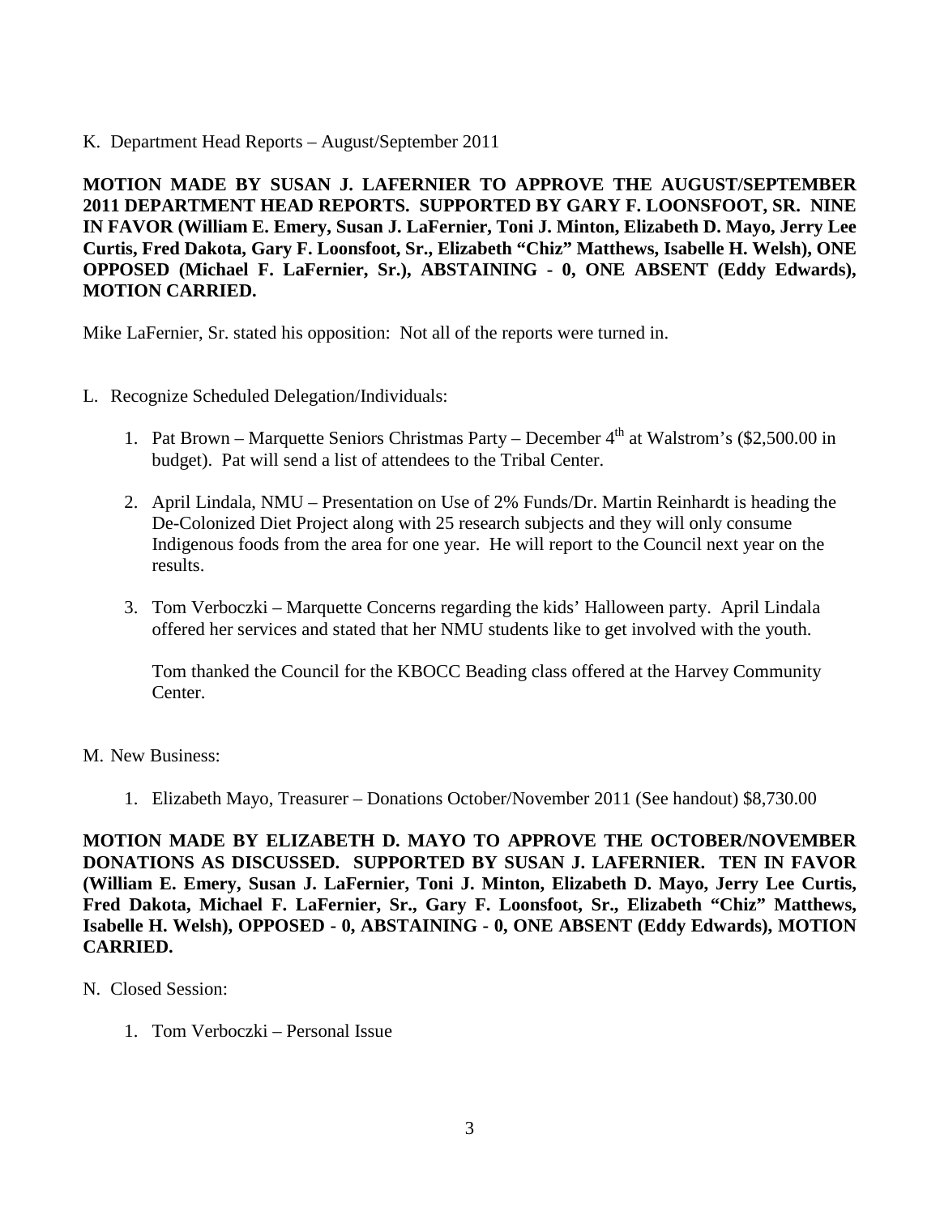K. Department Head Reports – August/September 2011

**MOTION MADE BY SUSAN J. LAFERNIER TO APPROVE THE AUGUST/SEPTEMBER 2011 DEPARTMENT HEAD REPORTS. SUPPORTED BY GARY F. LOONSFOOT, SR. NINE IN FAVOR (William E. Emery, Susan J. LaFernier, Toni J. Minton, Elizabeth D. Mayo, Jerry Lee Curtis, Fred Dakota, Gary F. Loonsfoot, Sr., Elizabeth "Chiz" Matthews, Isabelle H. Welsh), ONE OPPOSED (Michael F. LaFernier, Sr.), ABSTAINING - 0, ONE ABSENT (Eddy Edwards), MOTION CARRIED.**

Mike LaFernier, Sr. stated his opposition: Not all of the reports were turned in.

L. Recognize Scheduled Delegation/Individuals:

1. Pat Brown – Marquette Seniors Christmas Party – December 4th at Walstrom's ($2,500.00 in budget). Pat will send a list of attendees to the Tribal Center.
2. April Lindala, NMU – Presentation on Use of 2% Funds/Dr. Martin Reinhardt is heading the De-Colonized Diet Project along with 25 research subjects and they will only consume Indigenous foods from the area for one year. He will report to the Council next year on the results.
3. Tom Verboczki – Marquette Concerns regarding the kids' Halloween party. April Lindala offered her services and stated that her NMU students like to get involved with the youth.

   Tom thanked the Council for the KBOCC Beading class offered at the Harvey Community Center.

M. New Business:

1. Elizabeth Mayo, Treasurer – Donations October/November 2011 (See handout) $8,730.00

**MOTION MADE BY ELIZABETH D. MAYO TO APPROVE THE OCTOBER/NOVEMBER DONATIONS AS DISCUSSED. SUPPORTED BY SUSAN J. LAFERNIER. TEN IN FAVOR (William E. Emery, Susan J. LaFernier, Toni J. Minton, Elizabeth D. Mayo, Jerry Lee Curtis, Fred Dakota, Michael F. LaFernier, Sr., Gary F. Loonsfoot, Sr., Elizabeth "Chiz" Matthews, Isabelle H. Welsh), OPPOSED - 0, ABSTAINING - 0, ONE ABSENT (Eddy Edwards), MOTION CARRIED.**

N. Closed Session:

1. Tom Verboczki – Personal Issue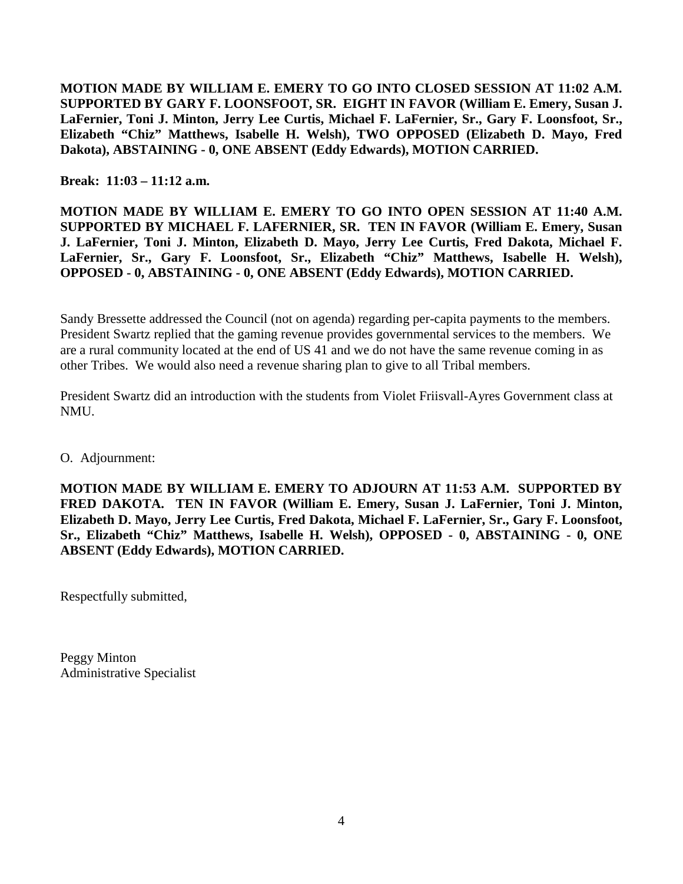**MOTION MADE BY WILLIAM E. EMERY TO GO INTO CLOSED SESSION AT 11:02 A.M. SUPPORTED BY GARY F. LOONSFOOT, SR. EIGHT IN FAVOR (William E. Emery, Susan J. LaFernier, Toni J. Minton, Jerry Lee Curtis, Michael F. LaFernier, Sr., Gary F. Loonsfoot, Sr., Elizabeth "Chiz" Matthews, Isabelle H. Welsh), TWO OPPOSED (Elizabeth D. Mayo, Fred Dakota), ABSTAINING - 0, ONE ABSENT (Eddy Edwards), MOTION CARRIED.**

**Break: 11:03 – 11:12 a.m.**

**MOTION MADE BY WILLIAM E. EMERY TO GO INTO OPEN SESSION AT 11:40 A.M. SUPPORTED BY MICHAEL F. LAFERNIER, SR. TEN IN FAVOR (William E. Emery, Susan J. LaFernier, Toni J. Minton, Elizabeth D. Mayo, Jerry Lee Curtis, Fred Dakota, Michael F. LaFernier, Sr., Gary F. Loonsfoot, Sr., Elizabeth "Chiz" Matthews, Isabelle H. Welsh), OPPOSED - 0, ABSTAINING - 0, ONE ABSENT (Eddy Edwards), MOTION CARRIED.**

Sandy Bressette addressed the Council (not on agenda) regarding per-capita payments to the members. President Swartz replied that the gaming revenue provides governmental services to the members. We are a rural community located at the end of US 41 and we do not have the same revenue coming in as other Tribes. We would also need a revenue sharing plan to give to all Tribal members.

President Swartz did an introduction with the students from Violet Friisvall-Ayres Government class at NMU.

O. Adjournment:

**MOTION MADE BY WILLIAM E. EMERY TO ADJOURN AT 11:53 A.M. SUPPORTED BY FRED DAKOTA. TEN IN FAVOR (William E. Emery, Susan J. LaFernier, Toni J. Minton, Elizabeth D. Mayo, Jerry Lee Curtis, Fred Dakota, Michael F. LaFernier, Sr., Gary F. Loonsfoot, Sr., Elizabeth "Chiz" Matthews, Isabelle H. Welsh), OPPOSED - 0, ABSTAINING - 0, ONE ABSENT (Eddy Edwards), MOTION CARRIED.**

Respectfully submitted,

Peggy Minton
Administrative Specialist